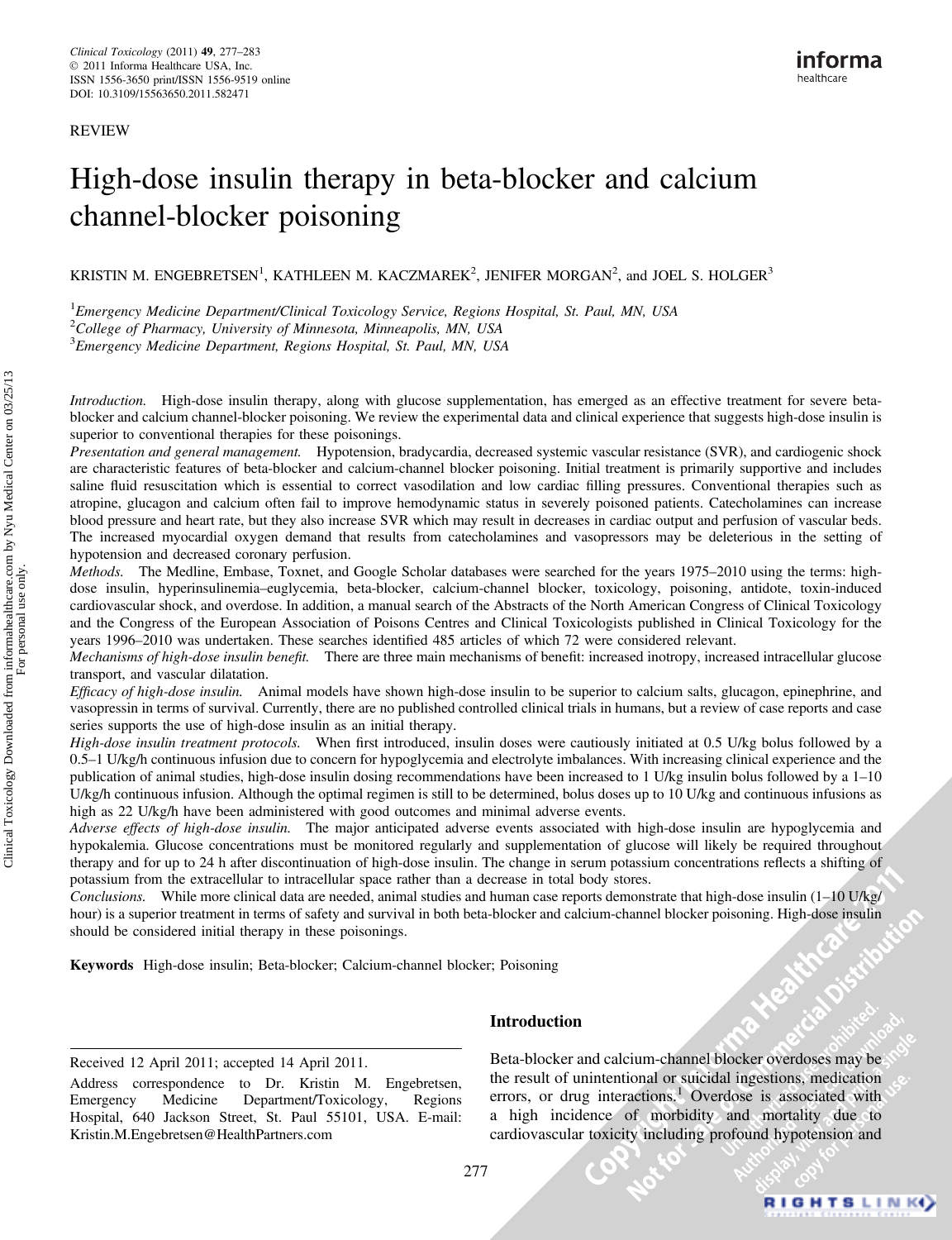REVIEW

# High-dose insulin therapy in beta-blocker and calcium channel-blocker poisoning

KRISTIN M. ENGEBRETSEN[1], KATHLEEN M. KACZMAREK[2], JENIFER MORGAN[2], and JOEL S. HOLGER[3]

[1]*Emergency Medicine Department/Clinical Toxicology Service, Regions Hospital, St. Paul, MN, USA*
[2]*College of Pharmacy, University of Minnesota, Minneapolis, MN, USA*
[3]*Emergency Medicine Department, Regions Hospital, St. Paul, MN, USA*

*Introduction.* High-dose insulin therapy, along with glucose supplementation, has emerged as an effective treatment for severe beta-blocker and calcium channel-blocker poisoning. We review the experimental data and clinical experience that suggests high-dose insulin is superior to conventional therapies for these poisonings.
*Presentation and general management.* Hypotension, bradycardia, decreased systemic vascular resistance (SVR), and cardiogenic shock are characteristic features of beta-blocker and calcium-channel blocker poisoning. Initial treatment is primarily supportive and includes saline fluid resuscitation which is essential to correct vasodilation and low cardiac filling pressures. Conventional therapies such as atropine, glucagon and calcium often fail to improve hemodynamic status in severely poisoned patients. Catecholamines can increase blood pressure and heart rate, but they also increase SVR which may result in decreases in cardiac output and perfusion of vascular beds. The increased myocardial oxygen demand that results from catecholamines and vasopressors may be deleterious in the setting of hypotension and decreased coronary perfusion.
*Methods.* The Medline, Embase, Toxnet, and Google Scholar databases were searched for the years 1975–2010 using the terms: high-dose insulin, hyperinsulinemia–euglycemia, beta-blocker, calcium-channel blocker, toxicology, poisoning, antidote, toxin-induced cardiovascular shock, and overdose. In addition, a manual search of the Abstracts of the North American Congress of Clinical Toxicology and the Congress of the European Association of Poisons Centres and Clinical Toxicologists published in Clinical Toxicology for the years 1996–2010 was undertaken. These searches identified 485 articles of which 72 were considered relevant.
*Mechanisms of high-dose insulin benefit.* There are three main mechanisms of benefit: increased inotropy, increased intracellular glucose transport, and vascular dilatation.
*Efficacy of high-dose insulin.* Animal models have shown high-dose insulin to be superior to calcium salts, glucagon, epinephrine, and vasopressin in terms of survival. Currently, there are no published controlled clinical trials in humans, but a review of case reports and case series supports the use of high-dose insulin as an initial therapy.
*High-dose insulin treatment protocols.* When first introduced, insulin doses were cautiously initiated at 0.5 U/kg bolus followed by a 0.5–1 U/kg/h continuous infusion due to concern for hypoglycemia and electrolyte imbalances. With increasing clinical experience and the publication of animal studies, high-dose insulin dosing recommendations have been increased to 1 U/kg insulin bolus followed by a 1–10 U/kg/h continuous infusion. Although the optimal regimen is still to be determined, bolus doses up to 10 U/kg and continuous infusions as high as 22 U/kg/h have been administered with good outcomes and minimal adverse events.
*Adverse effects of high-dose insulin.* The major anticipated adverse events associated with high-dose insulin are hypoglycemia and hypokalemia. Glucose concentrations must be monitored regularly and supplementation of glucose will likely be required throughout therapy and for up to 24 h after discontinuation of high-dose insulin. The change in serum potassium concentrations reflects a shifting of potassium from the extracellular to intracellular space rather than a decrease in total body stores.
*Conclusions.* While more clinical data are needed, animal studies and human case reports demonstrate that high-dose insulin (1–10 U/kg/hour) is a superior treatment in terms of safety and survival in both beta-blocker and calcium-channel blocker poisoning. High-dose insulin should be considered initial therapy in these poisonings.

**Keywords** High-dose insulin; Beta-blocker; Calcium-channel blocker; Poisoning

## Introduction

Beta-blocker and calcium-channel blocker overdoses may be the result of unintentional or suicidal ingestions, medication errors, or drug interactions.[1] Overdose is associated with a high incidence of morbidity and mortality due to cardiovascular toxicity including profound hypotension and

Received 12 April 2011; accepted 14 April 2011.

Address correspondence to Dr. Kristin M. Engebretsen, Emergency Medicine Department/Toxicology, Regions Hospital, 640 Jackson Street, St. Paul 55101, USA. E-mail: Kristin.M.Engebretsen@HealthPartners.com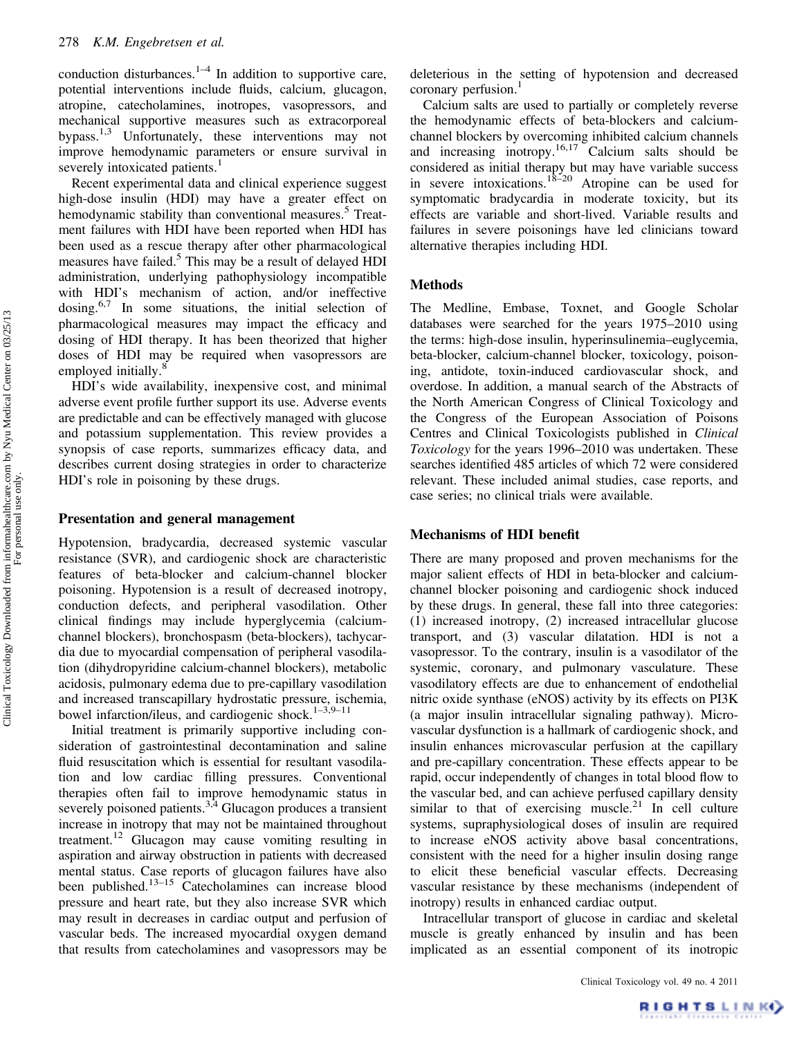conduction disturbances.[1–4] In addition to supportive care, potential interventions include fluids, calcium, glucagon, atropine, catecholamines, inotropes, vasopressors, and mechanical supportive measures such as extracorporeal bypass.[1,3] Unfortunately, these interventions may not improve hemodynamic parameters or ensure survival in severely intoxicated patients.[1]

Recent experimental data and clinical experience suggest high-dose insulin (HDI) may have a greater effect on hemodynamic stability than conventional measures.[5] Treatment failures with HDI have been reported when HDI has been used as a rescue therapy after other pharmacological measures have failed.[5] This may be a result of delayed HDI administration, underlying pathophysiology incompatible with HDI's mechanism of action, and/or ineffective dosing.[6,7] In some situations, the initial selection of pharmacological measures may impact the efficacy and dosing of HDI therapy. It has been theorized that higher doses of HDI may be required when vasopressors are employed initially.[8]

HDI's wide availability, inexpensive cost, and minimal adverse event profile further support its use. Adverse events are predictable and can be effectively managed with glucose and potassium supplementation. This review provides a synopsis of case reports, summarizes efficacy data, and describes current dosing strategies in order to characterize HDI's role in poisoning by these drugs.

## Presentation and general management

Hypotension, bradycardia, decreased systemic vascular resistance (SVR), and cardiogenic shock are characteristic features of beta-blocker and calcium-channel blocker poisoning. Hypotension is a result of decreased inotropy, conduction defects, and peripheral vasodilation. Other clinical findings may include hyperglycemia (calcium-channel blockers), bronchospasm (beta-blockers), tachycardia due to myocardial compensation of peripheral vasodilation (dihydropyridine calcium-channel blockers), metabolic acidosis, pulmonary edema due to pre-capillary vasodilation and increased transcapillary hydrostatic pressure, ischemia, bowel infarction/ileus, and cardiogenic shock.[1–3,9–11]

Initial treatment is primarily supportive including consideration of gastrointestinal decontamination and saline fluid resuscitation which is essential for resultant vasodilation and low cardiac filling pressures. Conventional therapies often fail to improve hemodynamic status in severely poisoned patients.[3,4] Glucagon produces a transient increase in inotropy that may not be maintained throughout treatment.[12] Glucagon may cause vomiting resulting in aspiration and airway obstruction in patients with decreased mental status. Case reports of glucagon failures have also been published.[13–15] Catecholamines can increase blood pressure and heart rate, but they also increase SVR which may result in decreases in cardiac output and perfusion of vascular beds. The increased myocardial oxygen demand that results from catecholamines and vasopressors may be deleterious in the setting of hypotension and decreased coronary perfusion.[1]

Calcium salts are used to partially or completely reverse the hemodynamic effects of beta-blockers and calcium-channel blockers by overcoming inhibited calcium channels and increasing inotropy.[16,17] Calcium salts should be considered as initial therapy but may have variable success in severe intoxications.[18–20] Atropine can be used for symptomatic bradycardia in moderate toxicity, but its effects are variable and short-lived. Variable results and failures in severe poisonings have led clinicians toward alternative therapies including HDI.

## Methods

The Medline, Embase, Toxnet, and Google Scholar databases were searched for the years 1975–2010 using the terms: high-dose insulin, hyperinsulinemia–euglycemia, beta-blocker, calcium-channel blocker, toxicology, poisoning, antidote, toxin-induced cardiovascular shock, and overdose. In addition, a manual search of the Abstracts of the North American Congress of Clinical Toxicology and the Congress of the European Association of Poisons Centres and Clinical Toxicologists published in *Clinical Toxicology* for the years 1996–2010 was undertaken. These searches identified 485 articles of which 72 were considered relevant. These included animal studies, case reports, and case series; no clinical trials were available.

## Mechanisms of HDI benefit

There are many proposed and proven mechanisms for the major salient effects of HDI in beta-blocker and calcium-channel blocker poisoning and cardiogenic shock induced by these drugs. In general, these fall into three categories: (1) increased inotropy, (2) increased intracellular glucose transport, and (3) vascular dilatation. HDI is not a vasopressor. To the contrary, insulin is a vasodilator of the systemic, coronary, and pulmonary vasculature. These vasodilatory effects are due to enhancement of endothelial nitric oxide synthase (eNOS) activity by its effects on PI3K (a major insulin intracellular signaling pathway). Microvascular dysfunction is a hallmark of cardiogenic shock, and insulin enhances microvascular perfusion at the capillary and pre-capillary concentration. These effects appear to be rapid, occur independently of changes in total blood flow to the vascular bed, and can achieve perfused capillary density similar to that of exercising muscle.[21] In cell culture systems, supraphysiological doses of insulin are required to increase eNOS activity above basal concentrations, consistent with the need for a higher insulin dosing range to elicit these beneficial vascular effects. Decreasing vascular resistance by these mechanisms (independent of inotropy) results in enhanced cardiac output.

Intracellular transport of glucose in cardiac and skeletal muscle is greatly enhanced by insulin and has been implicated as an essential component of its inotropic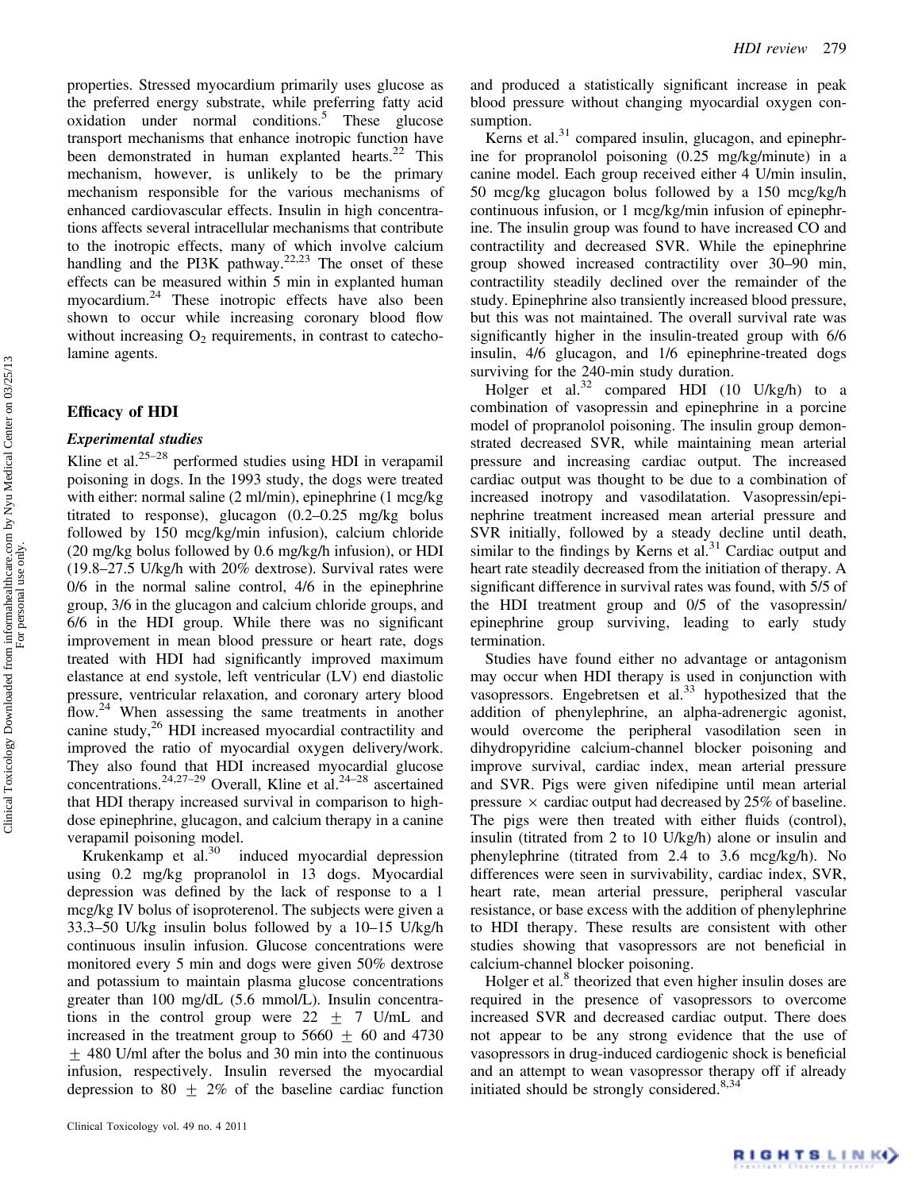properties. Stressed myocardium primarily uses glucose as the preferred energy substrate, while preferring fatty acid oxidation under normal conditions.[5] These glucose transport mechanisms that enhance inotropic function have been demonstrated in human explanted hearts.[22] This mechanism, however, is unlikely to be the primary mechanism responsible for the various mechanisms of enhanced cardiovascular effects. Insulin in high concentrations exhibits several intracellular mechanisms that contribute to the inotropic effects, many of which involve calcium handling and the PI3K pathway.[22,23] The onset of these effects can be measured within 5 min in explanted human myocardium.[24] These inotropic effects have also been shown to occur while increasing coronary blood flow without increasing $O_2$ requirements, in contrast to catecholamine agents.

## Efficacy of HDI

### *Experimental studies*

Kline et al.[25–28] performed studies using HDI in verapamil poisoning in dogs. In the 1993 study, the dogs were treated with either: normal saline (2 ml/min), epinephrine (1 mcg/kg titrated to response), glucagon (0.2–0.25 mg/kg bolus followed by 150 mcg/min infusion), calcium chloride (20 mg/kg bolus followed by 0.6 mg/kg/h infusion), or HDI (19.8–27.5 U/kg/h with 20% dextrose). Survival rates were 0/6 in the normal saline control, 4/6 in the epinephrine group, 3/6 in the glucagon and calcium chloride groups, and 6/6 in the HDI group. While there was no significant improvement in mean blood pressure or heart rate, dogs treated with HDI had significantly improved maximum elastance at end systole, left ventricular (LV) end diastolic pressure, ventricular relaxation, and coronary artery blood flow.[24] When assessing the same treatments in another canine study,[26] HDI increased myocardial contractility and improved the ratio of myocardial oxygen delivery/work. They also found that HDI increased myocardial glucose concentrations.[24,27–29] Overall, Kline et al.[24–28] ascertained that HDI therapy increased survival in comparison to high-dose epinephrine, glucagon, and calcium therapy in a canine verapamil poisoning model.

Krukenkamp et al.[30] induced myocardial depression using 0.2 mg/kg propranolol in 13 dogs. Myocardial depression was defined by the lack of response to a 1 mcg/kg IV bolus of isoproterenol. The subjects were given a 33.3–50 U/kg insulin bolus followed by a 10–15 U/kg/h continuous insulin infusion. Glucose concentrations were monitored every 5 min and dogs were given 50% dextrose and potassium to maintain plasma glucose concentrations greater than 100 mg/dL (5.6 mmol/L). Insulin concentrations in the control group were 22 $\pm$ 7 U/mL and increased in the treatment group to 5660 $\pm$ 60 and 4730 $\pm$ 480 U/ml after the bolus and 30 min into the continuous infusion, respectively. Insulin reversed the myocardial depression to 80 $\pm$ 2% of the baseline cardiac function and produced a statistically significant increase in peak blood pressure without changing myocardial oxygen consumption.

Kerns et al.[31] compared insulin, glucagon, and epinephrine for propranolol poisoning (0.25 mg/kg/minute) in a canine model. Each group received either 4 U/min insulin, 50 mcg/kg glucagon bolus followed by a 150 mcg/kg/h continuous infusion, or 1 mcg/kg/min infusion of epinephrine. The insulin group was found to have increased CO and contractility and decreased SVR. While the epinephrine group showed increased contractility over 30–90 min, contractility steadily declined over the remainder of the study. Epinephrine also transiently increased blood pressure, but this was not maintained. The overall survival rate was significantly higher in the insulin-treated group with 6/6 insulin, 4/6 glucagon, and 1/6 epinephrine-treated dogs surviving for the 240-min study duration.

Holger et al.[32] compared HDI (10 U/kg/h) to a combination of vasopressin and epinephrine in a porcine model of propranolol poisoning. The insulin group demonstrated decreased SVR, while maintaining mean arterial pressure and increasing cardiac output. The increased cardiac output was thought to be due to a combination of increased inotropy and vasodilatation. Vasopressin/epinephrine treatment increased mean arterial pressure and SVR initially, followed by a steady decline until death, similar to the findings by Kerns et al.[31] Cardiac output and heart rate steadily decreased from the initiation of therapy. A significant difference in survival rates was found, with 5/5 of the HDI treatment group and 0/5 of the vasopressin/epinephrine group surviving, leading to early study termination.

Studies have found either no advantage or antagonism may occur when HDI therapy is used in conjunction with vasopressors. Engebretsen et al.[33] hypothesized that the addition of phenylephrine, an alpha-adrenergic agonist, would overcome the peripheral vasodilation seen in dihydropyridine calcium-channel blocker poisoning and improve survival, cardiac index, mean arterial pressure and SVR. Pigs were given nifedipine until mean arterial pressure $\times$ cardiac output had decreased by 25% of baseline. The pigs were then treated with either fluids (control), insulin (titrated from 2 to 10 U/kg/h) alone or insulin and phenylephrine (titrated from 2.4 to 3.6 mcg/kg/h). No differences were seen in survivability, cardiac index, SVR, heart rate, mean arterial pressure, peripheral vascular resistance, or base excess with the addition of phenylephrine to HDI therapy. These results are consistent with other studies showing that vasopressors are not beneficial in calcium-channel blocker poisoning.

Holger et al.[8] theorized that even higher insulin doses are required in the presence of vasopressors to overcome increased SVR and decreased cardiac output. There does not appear to be any strong evidence that the use of vasopressors in drug-induced cardiogenic shock is beneficial and an attempt to wean vasopressor therapy off if already initiated should be strongly considered.[8,34]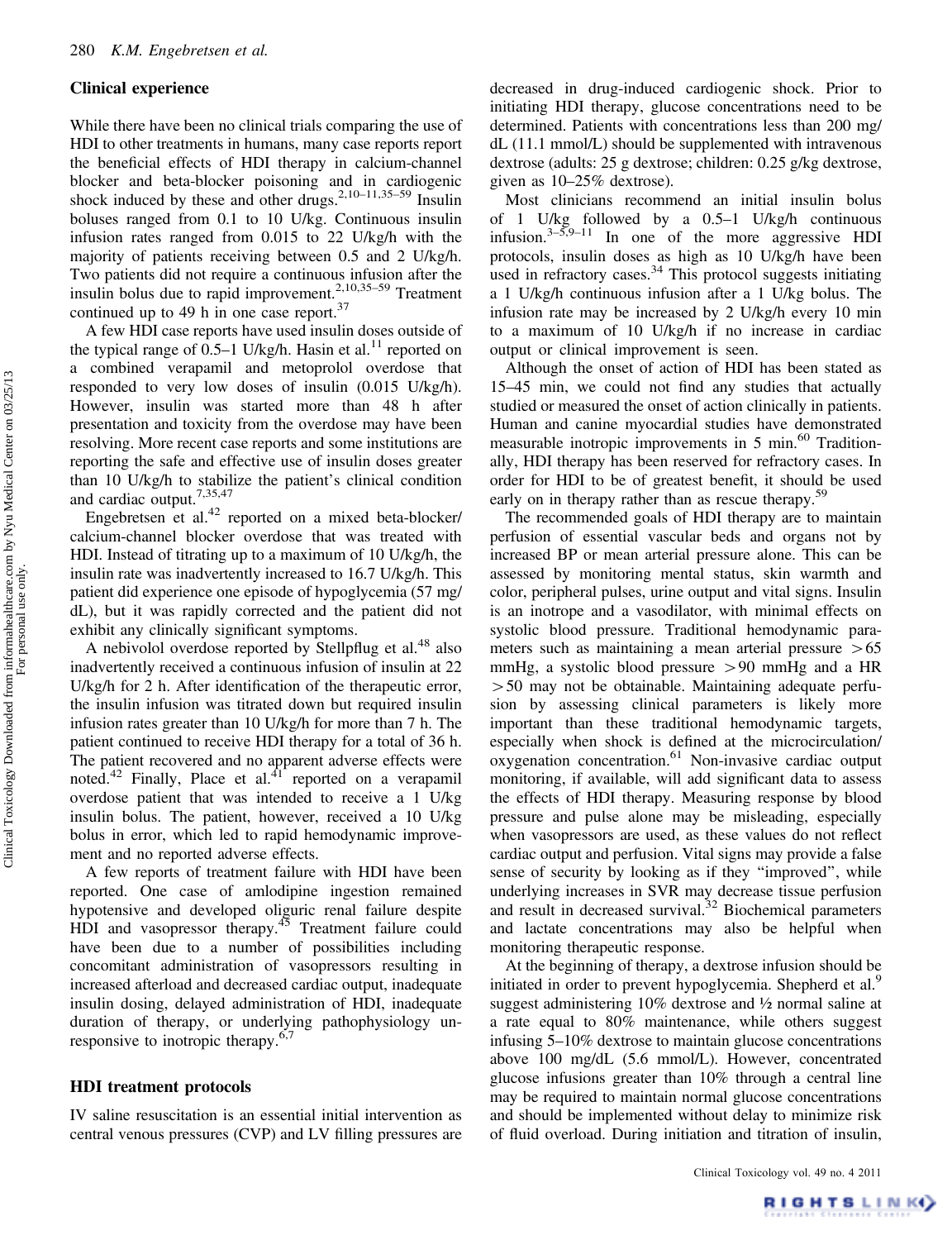## Clinical experience

While there have been no clinical trials comparing the use of HDI to other treatments in humans, many case reports report the beneficial effects of HDI therapy in calcium-channel blocker and beta-blocker poisoning and in cardiogenic shock induced by these and other drugs.[2,10–11,35–59] Insulin boluses ranged from 0.1 to 10 U/kg. Continuous insulin infusion rates ranged from 0.015 to 22 U/kg/h with the majority of patients receiving between 0.5 and 2 U/kg/h. Two patients did not require a continuous infusion after the insulin bolus due to rapid improvement.[2,10,35–59] Treatment continued up to 49 h in one case report.[37]

A few HDI case reports have used insulin doses outside of the typical range of 0.5–1 U/kg/h. Hasin et al.[11] reported on a combined verapamil and metoprolol overdose that responded to very low doses of insulin (0.015 U/kg/h). However, insulin was started more than 48 h after presentation and toxicity from the overdose may have been resolving. More recent case reports and some institutions are reporting the safe and effective use of insulin doses greater than 10 U/kg/h to stabilize the patient's clinical condition and cardiac output.[7,35,47]

Engebretsen et al.[42] reported on a mixed beta-blocker/calcium-channel blocker overdose that was treated with HDI. Instead of titrating up to a maximum of 10 U/kg/h, the insulin rate was inadvertently increased to 16.7 U/kg/h. This patient did experience one episode of hypoglycemia (57 mg/dL), but it was rapidly corrected and the patient did not exhibit any clinically significant symptoms.

A nebivolol overdose reported by Stellpflug et al.[48] also inadvertently received a continuous infusion of insulin at 22 U/kg/h for 2 h. After identification of the therapeutic error, the insulin infusion was titrated down but required insulin infusion rates greater than 10 U/kg/h for more than 7 h. The patient continued to receive HDI therapy for a total of 36 h. The patient recovered and no apparent adverse effects were noted.[42] Finally, Place et al.[41] reported on a verapamil overdose patient that was intended to receive a 1 U/kg insulin bolus. The patient, however, received a 10 U/kg bolus in error, which led to rapid hemodynamic improvement and no reported adverse effects.

A few reports of treatment failure with HDI have been reported. One case of amlodipine ingestion remained hypotensive and developed oliguric renal failure despite HDI and vasopressor therapy.[45] Treatment failure could have been due to a number of possibilities including concomitant administration of vasopressors resulting in increased afterload and decreased cardiac output, inadequate insulin dosing, delayed administration of HDI, inadequate duration of therapy, or underlying pathophysiology unresponsive to inotropic therapy.[6,7]

## HDI treatment protocols

IV saline resuscitation is an essential initial intervention as central venous pressures (CVP) and LV filling pressures are decreased in drug-induced cardiogenic shock. Prior to initiating HDI therapy, glucose concentrations need to be determined. Patients with concentrations less than 200 mg/dL (11.1 mmol/L) should be supplemented with intravenous dextrose (adults: 25 g dextrose; children: 0.25 g/kg dextrose, given as 10–25% dextrose).

Most clinicians recommend an initial insulin bolus of 1 U/kg followed by a 0.5–1 U/kg/h continuous infusion.[3–5,9–11] In one of the more aggressive HDI protocols, insulin doses as high as 10 U/kg/h have been used in refractory cases.[34] This protocol suggests initiating a 1 U/kg/h continuous infusion after a 1 U/kg bolus. The infusion rate may be increased by 2 U/kg/h every 10 min to a maximum of 10 U/kg/h if no increase in cardiac output or clinical improvement is seen.

Although the onset of action of HDI has been stated as 15–45 min, we could not find any studies that actually studied or measured the onset of action clinically in patients. Human and canine myocardial studies have demonstrated measurable inotropic improvements in 5 min.[60] Traditionally, HDI therapy has been reserved for refractory cases. In order for HDI to be of greatest benefit, it should be used early on in therapy rather than as rescue therapy.[59]

The recommended goals of HDI therapy are to maintain perfusion of essential vascular beds and organs not by increased BP or mean arterial pressure alone. This can be assessed by monitoring mental status, skin warmth and color, peripheral pulses, urine output and vital signs. Insulin is an inotrope and a vasodilator, with minimal effects on systolic blood pressure. Traditional hemodynamic parameters such as maintaining a mean arterial pressure $>65$ mmHg, a systolic blood pressure $>90$ mmHg and a HR $>50$ may not be obtainable. Maintaining adequate perfusion by assessing clinical parameters is likely more important than these traditional hemodynamic targets, especially when shock is defined at the microcirculation/oxygenation concentration.[61] Non-invasive cardiac output monitoring, if available, will add significant data to assess the effects of HDI therapy. Measuring response by blood pressure and pulse alone may be misleading, especially when vasopressors are used, as these values do not reflect cardiac output and perfusion. Vital signs may provide a false sense of security by looking as if they "improved", while underlying increases in SVR may decrease tissue perfusion and result in decreased survival.[32] Biochemical parameters and lactate concentrations may also be helpful when monitoring therapeutic response.

At the beginning of therapy, a dextrose infusion should be initiated in order to prevent hypoglycemia. Shepherd et al.[9] suggest administering 10% dextrose and ½ normal saline at a rate equal to 80% maintenance, while others suggest infusing 5–10% dextrose to maintain glucose concentrations above 100 mg/dL (5.6 mmol/L). However, concentrated glucose infusions greater than 10% through a central line may be required to maintain normal glucose concentrations and should be implemented without delay to minimize risk of fluid overload. During initiation and titration of insulin,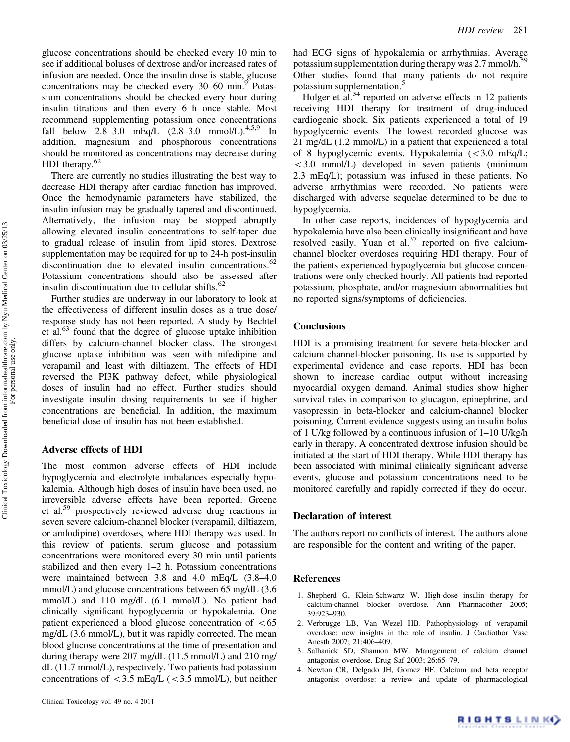glucose concentrations should be checked every 10 min to see if additional boluses of dextrose and/or increased rates of infusion are needed. Once the insulin dose is stable, glucose concentrations may be checked every 30–60 min.[9] Potassium concentrations should be checked every hour during insulin titrations and then every 6 h once stable. Most recommend supplementing potassium once concentrations fall below 2.8–3.0 mEq/L (2.8–3.0 mmol/L).[4,5,9] In addition, magnesium and phosphorous concentrations should be monitored as concentrations may decrease during HDI therapy.[62]

There are currently no studies illustrating the best way to decrease HDI therapy after cardiac function has improved. Once the hemodynamic parameters have stabilized, the insulin infusion may be gradually tapered and discontinued. Alternatively, the infusion may be stopped abruptly allowing elevated insulin concentrations to self-taper due to gradual release of insulin from lipid stores. Dextrose supplementation may be required for up to 24-h post-insulin discontinuation due to elevated insulin concentrations.[62] Potassium concentrations should also be assessed after insulin discontinuation due to cellular shifts.[62]

Further studies are underway in our laboratory to look at the effectiveness of different insulin doses as a true dose/response study has not been reported. A study by Bechtel et al.[63] found that the degree of glucose uptake inhibition differs by calcium-channel blocker class. The strongest glucose uptake inhibition was seen with nifedipine and verapamil and least with diltiazem. The effects of HDI reversed the PI3K pathway defect, while physiological doses of insulin had no effect. Further studies should investigate insulin dosing requirements to see if higher concentrations are beneficial. In addition, the maximum beneficial dose of insulin has not been established.

## Adverse effects of HDI

The most common adverse effects of HDI include hypoglycemia and electrolyte imbalances especially hypokalemia. Although high doses of insulin have been used, no irreversible adverse effects have been reported. Greene et al.[59] prospectively reviewed adverse drug reactions in seven severe calcium-channel blocker (verapamil, diltiazem, or amlodipine) overdoses, where HDI therapy was used. In this review of patients, serum glucose and potassium concentrations were monitored every 30 min until patients stabilized and then every 1–2 h. Potassium concentrations were maintained between 3.8 and 4.0 mEq/L (3.8–4.0 mmol/L) and glucose concentrations between 65 mg/dL (3.6 mmol/L) and 110 mg/dL (6.1 mmol/L). No patient had clinically significant hypoglycemia or hypokalemia. One patient experienced a blood glucose concentration of $<65$ mg/dL (3.6 mmol/L), but it was rapidly corrected. The mean blood glucose concentrations at the time of presentation and during therapy were 207 mg/dL (11.5 mmol/L) and 210 mg/dL (11.7 mmol/L), respectively. Two patients had potassium concentrations of $<3.5$ mEq/L ($<3.5$ mmol/L), but neither had ECG signs of hypokalemia or arrhythmias. Average potassium supplementation during therapy was 2.7 mmol/h.[59] Other studies found that many patients do not require potassium supplementation.[5]

Holger et al.[34] reported on adverse effects in 12 patients receiving HDI therapy for treatment of drug-induced cardiogenic shock. Six patients experienced a total of 19 hypoglycemic events. The lowest recorded glucose was 21 mg/dL (1.2 mmol/L) in a patient that experienced a total of 8 hypoglycemic events. Hypokalemia ($<3.0$ mEq/L; $<3.0$ mmol/L) developed in seven patients (minimum 2.3 mEq/L); potassium was infused in these patients. No adverse arrhythmias were recorded. No patients were discharged with adverse sequelae determined to be due to hypoglycemia.

In other case reports, incidences of hypoglycemia and hypokalemia have also been clinically insignificant and have resolved easily. Yuan et al.[37] reported on five calcium-channel blocker overdoses requiring HDI therapy. Four of the patients experienced hypoglycemia but glucose concentrations were only checked hourly. All patients had reported potassium, phosphate, and/or magnesium abnormalities but no reported signs/symptoms of deficiencies.

## Conclusions

HDI is a promising treatment for severe beta-blocker and calcium channel-blocker poisoning. Its use is supported by experimental evidence and case reports. HDI has been shown to increase cardiac output without increasing myocardial oxygen demand. Animal studies show higher survival rates in comparison to glucagon, epinephrine, and vasopressin in beta-blocker and calcium-channel blocker poisoning. Current evidence suggests using an insulin bolus of 1 U/kg followed by a continuous infusion of 1–10 U/kg/h early in therapy. A concentrated dextrose infusion should be initiated at the start of HDI therapy. While HDI therapy has been associated with minimal clinically significant adverse events, glucose and potassium concentrations need to be monitored carefully and rapidly corrected if they do occur.

## Declaration of interest

The authors report no conflicts of interest. The authors alone are responsible for the content and writing of the paper.

## References

1. Shepherd G, Klein-Schwartz W. High-dose insulin therapy for calcium-channel blocker overdose. Ann Pharmacother 2005; 39:923–930.
2. Verbrugge LB, Van Wezel HB. Pathophysiology of verapamil overdose: new insights in the role of insulin. J Cardiothor Vasc Anesth 2007; 21:406–409.
3. Salhanick SD, Shannon MW. Management of calcium channel antagonist overdose. Drug Saf 2003; 26:65–79.
4. Newton CR, Delgado JH, Gomez HF. Calcium and beta receptor antagonist overdose: a review and update of pharmacological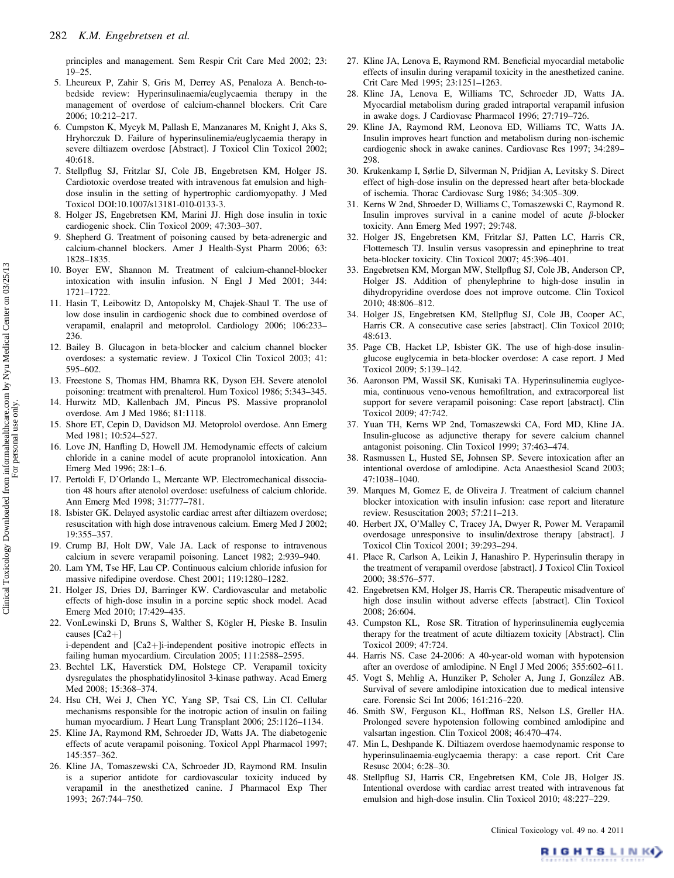principles and management. Sem Respir Crit Care Med 2002; 23: 19–25.

5. Lheureux P, Zahir S, Gris M, Derrey AS, Penaloza A. Bench-to-bedside review: Hyperinsulinaemia/euglycaemia therapy in the management of overdose of calcium-channel blockers. Crit Care 2006; 10:212–217.
6. Cumpston K, Mycyk M, Pallash E, Manzanares M, Knight J, Aks S, Hryhorczuk D. Failure of hyperinsulinemia/euglycaemia therapy in severe diltiazem overdose [Abstract]. J Toxicol Clin Toxicol 2002; 40:618.
7. Stellpflug SJ, Fritzlar SJ, Cole JB, Engebretsen KM, Holger JS. Cardiotoxic overdose treated with intravenous fat emulsion and high-dose insulin in the setting of hypertrophic cardiomyopathy. J Med Toxicol DOI:10.1007/s13181-010-0133-3.
8. Holger JS, Engebretsen KM, Marini JJ. High dose insulin in toxic cardiogenic shock. Clin Toxicol 2009; 47:303–307.
9. Shepherd G. Treatment of poisoning caused by beta-adrenergic and calcium-channel blockers. Amer J Health-Syst Pharm 2006; 63: 1828–1835.
10. Boyer EW, Shannon M. Treatment of calcium-channel-blocker intoxication with insulin infusion. N Engl J Med 2001; 344: 1721–1722.
11. Hasin T, Leibowitz D, Antopolsky M, Chajek-Shaul T. The use of low dose insulin in cardiogenic shock due to combined overdose of verapamil, enalapril and metoprolol. Cardiology 2006; 106:233–236.
12. Bailey B. Glucagon in beta-blocker and calcium channel blocker overdoses: a systematic review. J Toxicol Clin Toxicol 2003; 41: 595–602.
13. Freestone S, Thomas HM, Bhamra RK, Dyson EH. Severe atenolol poisoning: treatment with prenalterol. Hum Toxicol 1986; 5:343–345.
14. Hurwitz MD, Kallenbach JM, Pincus PS. Massive propranolol overdose. Am J Med 1986; 81:1118.
15. Shore ET, Cepin D, Davidson MJ. Metoprolol overdose. Ann Emerg Med 1981; 10:524–527.
16. Love JN, Hanfling D, Howell JM. Hemodynamic effects of calcium chloride in a canine model of acute propranolol intoxication. Ann Emerg Med 1996; 28:1–6.
17. Pertoldi F, D'Orlando L, Mercante WP. Electromechanical dissociation 48 hours after atenolol overdose: usefulness of calcium chloride. Ann Emerg Med 1998; 31:777–781.
18. Isbister GK. Delayed asystolic cardiac arrest after diltiazem overdose; resuscitation with high dose intravenous calcium. Emerg Med J 2002; 19:355–357.
19. Crump BJ, Holt DW, Vale JA. Lack of response to intravenous calcium in severe verapamil poisoning. Lancet 1982; 2:939–940.
20. Lam YM, Tse HF, Lau CP. Continuous calcium chloride infusion for massive nifedipine overdose. Chest 2001; 119:1280–1282.
21. Holger JS, Dries DJ, Barringer KW. Cardiovascular and metabolic effects of high-dose insulin in a porcine septic shock model. Acad Emerg Med 2010; 17:429–435.
22. VonLewinski D, Bruns S, Walther S, Kögler H, Pieske B. Insulin causes [Ca2+]i-dependent and [Ca2+]i-independent positive inotropic effects in failing human myocardium. Circulation 2005; 111:2588–2595.
23. Bechtel LK, Haverstick DM, Holstege CP. Verapamil toxicity dysregulates the phosphatidylinositol 3-kinase pathway. Acad Emerg Med 2008; 15:368–374.
24. Hsu CH, Wei J, Chen YC, Yang SP, Tsai CS, Lin CI. Cellular mechanisms responsible for the inotropic action of insulin on failing human myocardium. J Heart Lung Transplant 2006; 25:1126–1134.
25. Kline JA, Raymond RM, Schroeder JD, Watts JA. The diabetogenic effects of acute verapamil poisoning. Toxicol Appl Pharmacol 1997; 145:357–362.
26. Kline JA, Tomaszewski CA, Schroeder JD, Raymond RM. Insulin is a superior antidote for cardiovascular toxicity induced by verapamil in the anesthetized canine. J Pharmacol Exp Ther 1993; 267:744–750.
27. Kline JA, Lenova E, Raymond RM. Beneficial myocardial metabolic effects of insulin during verapamil toxicity in the anesthetized canine. Crit Care Med 1995; 23:1251–1263.
28. Kline JA, Lenova E, Williams TC, Schroeder JD, Watts JA. Myocardial metabolism during graded intraportal verapamil infusion in awake dogs. J Cardiovasc Pharmacol 1996; 27:719–726.
29. Kline JA, Raymond RM, Leonova ED, Williams TC, Watts JA. Insulin improves heart function and metabolism during non-ischemic cardiogenic shock in awake canines. Cardiovasc Res 1997; 34:289–298.
30. Krukenkamp I, Sørlie D, Silverman N, Pridjian A, Levitsky S. Direct effect of high-dose insulin on the depressed heart after beta-blockade of ischemia. Thorac Cardiovasc Surg 1986; 34:305–309.
31. Kerns W 2nd, Shroeder D, Williams C, Tomaszewski C, Raymond R. Insulin improves survival in a canine model of acute β-blocker toxicity. Ann Emerg Med 1997; 29:748.
32. Holger JS, Engebretsen KM, Fritzlar SJ, Patten LC, Harris CR, Flottemesch TJ. Insulin versus vasopressin and epinephrine to treat beta-blocker toxicity. Clin Toxicol 2007; 45:396–401.
33. Engebretsen KM, Morgan MW, Stellpflug SJ, Cole JB, Anderson CP, Holger JS. Addition of phenylephrine to high-dose insulin in dihydropyridine overdose does not improve outcome. Clin Toxicol 2010; 48:806–812.
34. Holger JS, Engebretsen KM, Stellpflug SJ, Cole JB, Cooper AC, Harris CR. A consecutive case series [abstract]. Clin Toxicol 2010; 48:613.
35. Page CB, Hacket LP, Isbister GK. The use of high-dose insulin-glucose euglycemia in beta-blocker overdose: A case report. J Med Toxicol 2009; 5:139–142.
36. Aaronson PM, Wassil SK, Hunziker P, Kunisaki TA. Hyperinsulinemia euglycemia, continuous veno-venous hemofiltration, and extracorporeal list support for severe verapamil poisoning: Case report [abstract]. Clin Toxicol 2009; 47:742.
37. Yuan TH, Kerns WP 2nd, Tomaszewski CA, Ford MD, Kline JA. Insulin-glucose as adjunctive therapy for severe calcium channel antagonist poisoning. Clin Toxicol 1999; 37:463–474.
38. Rasmussen L, Husted SE, Johnsen SP. Severe intoxication after an intentional overdose of amlodipine. Acta Anaesthesiol Scand 2003; 47:1038–1040.
39. Marques M, Gomez E, de Oliveira J. Treatment of calcium channel blocker intoxication with insulin infusion: case report and literature review. Resuscitation 2003; 57:211–213.
40. Herbert JX, O'Malley C, Tracey JA, Dwyer R, Power M. Verapamil overdosage unresponsive to insulin/dextrose therapy [abstract]. J Toxicol Clin Toxicol 2001; 39:293–294.
41. Place R, Carlson A, Leikin J, Hanashiro P. Hyperinsulin therapy in the treatment of verapamil overdose [abstract]. J Toxicol Clin Toxicol 2000; 38:576–577.
42. Engebretsen KM, Holger JS, Harris CR. Therapeutic misadventure of high dose insulin without adverse effects [abstract]. Clin Toxicol 2008; 26:604.
43. Cumpston KL, Rose SR. Titration of hyperinsulinemia euglycemia therapy for the treatment of acute diltiazem toxicity [Abstract]. Clin Toxicol 2009; 47:724.
44. Harris NS. Case 24-2006: A 40-year-old woman with hypotension after an overdose of amlodipine. N Engl J Med 2006; 355:602–611.
45. Vogt S, Mehlig A, Hunziker P, Scholer A, Jung J, González AB. Survival of severe amlodipine intoxication due to medical intensive care. Forensic Sci Int 2006; 161:216–220.
46. Smith SW, Ferguson KL, Hoffman RS, Nelson LS, Greller HA. Prolonged severe hypotension following combined amlodipine and valsartan ingestion. Clin Toxicol 2008; 46:470–474.
47. Min L, Deshpande K. Diltiazem overdose haemodynamic response to hyperinsulinaemia-euglycaemia therapy: a case report. Crit Care Resusc 2004; 6:28–30.
48. Stellpflug SJ, Harris CR, Engebretsen KM, Cole JB, Holger JS. Intentional overdose with cardiac arrest treated with intravenous fat emulsion and high-dose insulin. Clin Toxicol 2010; 48:227–229.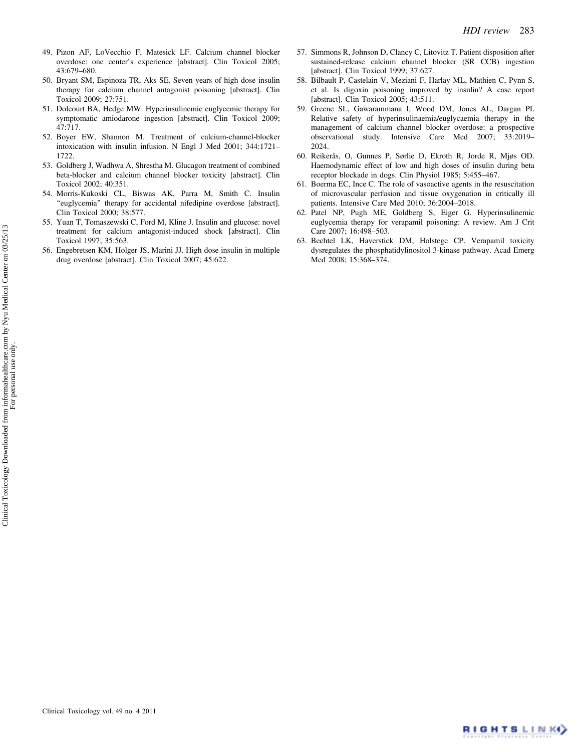49. Pizon AF, LoVecchio F, Matesick LF. Calcium channel blocker overdose: one center's experience [abstract]. Clin Toxicol 2005; 43:679–680.
50. Bryant SM, Espinoza TR, Aks SE. Seven years of high dose insulin therapy for calcium channel antagonist poisoning [abstract]. Clin Toxicol 2009; 27:751.
51. Dolcourt BA, Hedge MW. Hyperinsulinemic euglycemic therapy for symptomatic amiodarone ingestion [abstract]. Clin Toxicol 2009; 47:717.
52. Boyer EW, Shannon M. Treatment of calcium-channel-blocker intoxication with insulin infusion. N Engl J Med 2001; 344:1721–1722.
53. Goldberg J, Wadhwa A, Shrestha M. Glucagon treatment of combined beta-blocker and calcium channel blocker toxicity [abstract]. Clin Toxicol 2002; 40:351.
54. Morris-Kukoski CL, Biswas AK, Parra M, Smith C. Insulin "euglycemia" therapy for accidental nifedipine overdose [abstract]. Clin Toxicol 2000; 38:577.
55. Yuan T, Tomaszewski C, Ford M, Kline J. Insulin and glucose: novel treatment for calcium antagonist-induced shock [abstract]. Clin Toxicol 1997; 35:563.
56. Engebretsen KM, Holger JS, Marini JJ. High dose insulin in multiple drug overdose [abstract]. Clin Toxicol 2007; 45:622.
57. Simmons R, Johnson D, Clancy C, Litovitz T. Patient disposition after sustained-release calcium channel blocker (SR CCB) ingestion [abstract]. Clin Toxicol 1999; 37:627.
58. Bilbault P, Castelain V, Meziani F, Harlay ML, Mathien C, Pynn S, et al. Is digoxin poisoning improved by insulin? A case report [abstract]. Clin Toxicol 2005; 43:511.
59. Greene SL, Gawarammana I, Wood DM, Jones AL, Dargan PI. Relative safety of hyperinsulinaemia/euglycaemia therapy in the management of calcium channel blocker overdose: a prospective observational study. Intensive Care Med 2007; 33:2019–2024.
60. Reikerås, O, Gunnes P, Sørlie D, Ekroth R, Jorde R, Mjøs OD. Haemodynamic effect of low and high doses of insulin during beta receptor blockade in dogs. Clin Physiol 1985; 5:455–467.
61. Boerma EC, Ince C. The role of vasoactive agents in the resuscitation of microvascular perfusion and tissue oxygenation in critically ill patients. Intensive Care Med 2010; 36:2004–2018.
62. Patel NP, Pugh ME, Goldberg S, Eiger G. Hyperinsulinemic euglycemia therapy for verapamil poisoning: A review. Am J Crit Care 2007; 16:498–503.
63. Bechtel LK, Haverstick DM, Holstege CP. Verapamil toxicity dysregulates the phosphatidylinositol 3-kinase pathway. Acad Emerg Med 2008; 15:368–374.